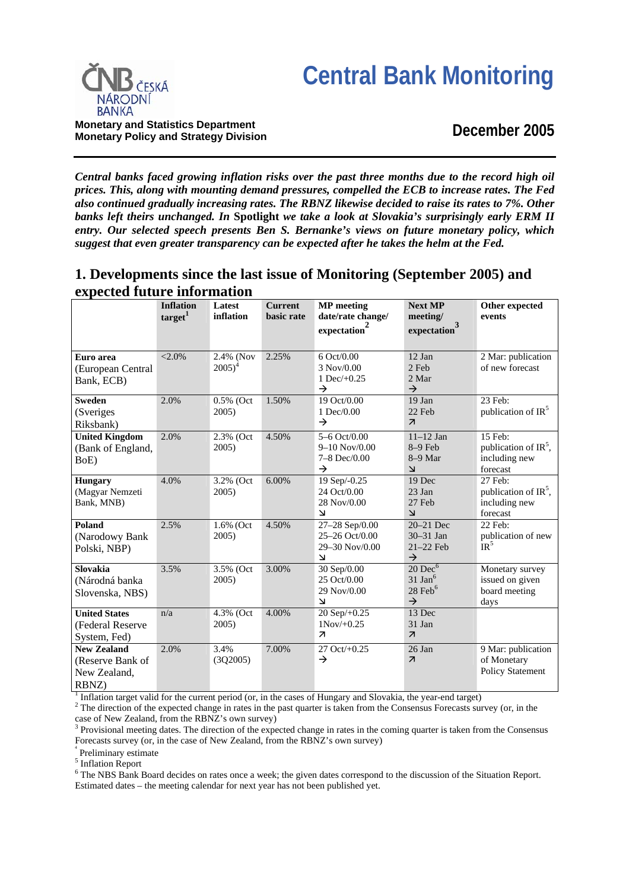# Central Bank Monitoring

**Monetary and Statistics Department**
**Monetary Policy and Strategy Division**

## December 2005

***Central banks faced growing inflation risks over the past three months due to the record high oil prices. This, along with mounting demand pressures, compelled the ECB to increase rates. The Fed also continued gradually increasing rates. The RBNZ likewise decided to raise its rates to 7%. Other banks left theirs unchanged. In* Spotlight *we take a look at Slovakia's surprisingly early ERM II entry. Our selected speech presents Ben S. Bernanke's views on future monetary policy, which suggest that even greater transparency can be expected after he takes the helm at the Fed.***

## 1. Developments since the last issue of Monitoring (September 2005) and expected future information

| | Inflation target[1] | Latest inflation | Current basic rate | MP meeting date/rate change/ expectation[2] | Next MP meeting/ expectation[3] | Other expected events |
|---|---|---|---|---|---|---|
| **Euro area** (European Central Bank, ECB) | <2.0% | 2.4% (Nov 2005)[4] | 2.25% | 6 Oct/0.00<br>3 Nov/0.00<br>1 Dec/+0.25<br>→ | 12 Jan<br>2 Feb<br>2 Mar<br>→ | 2 Mar: publication of new forecast |
| **Sweden** (Sveriges Riksbank) | 2.0% | 0.5% (Oct 2005) | 1.50% | 19 Oct/0.00<br>1 Dec/0.00<br>→ | 19 Jan<br>22 Feb<br>↗ | 23 Feb: publication of IR[5] |
| **United Kingdom** (Bank of England, BoE) | 2.0% | 2.3% (Oct 2005) | 4.50% | 5–6 Oct/0.00<br>9–10 Nov/0.00<br>7–8 Dec/0.00<br>→ | 11–12 Jan<br>8–9 Feb<br>8–9 Mar<br>↘ | 15 Feb: publication of IR[5], including new forecast |
| **Hungary** (Magyar Nemzeti Bank, MNB) | 4.0% | 3.2% (Oct 2005) | 6.00% | 19 Sep/-0.25<br>24 Oct/0.00<br>28 Nov/0.00<br>↘ | 19 Dec<br>23 Jan<br>27 Feb<br>↘ | 27 Feb: publication of IR[5], including new forecast |
| **Poland** (Narodowy Bank Polski, NBP) | 2.5% | 1.6% (Oct 2005) | 4.50% | 27–28 Sep/0.00<br>25–26 Oct/0.00<br>29–30 Nov/0.00<br>↘ | 20–21 Dec<br>30–31 Jan<br>21–22 Feb<br>→ | 22 Feb: publication of new IR[5] |
| **Slovakia** (Národná banka Slovenska, NBS) | 3.5% | 3.5% (Oct 2005) | 3.00% | 30 Sep/0.00<br>25 Oct/0.00<br>29 Nov/0.00<br>↘ | 20 Dec[6]<br>31 Jan[6]<br>28 Feb[6]<br>→ | Monetary survey issued on given board meeting days |
| **United States** (Federal Reserve System, Fed) | n/a | 4.3% (Oct 2005) | 4.00% | 20 Sep/+0.25<br>1Nov/+0.25<br>↗ | 13 Dec<br>31 Jan<br>↗ | |
| **New Zealand** (Reserve Bank of New Zealand, RBNZ) | 2.0% | 3.4% (3Q2005) | 7.00% | 27 Oct/+0.25<br>→ | 26 Jan<br>↗ | 9 Mar: publication of Monetary Policy Statement |

[1] Inflation target valid for the current period (or, in the cases of Hungary and Slovakia, the year-end target)
[2] The direction of the expected change in rates in the past quarter is taken from the Consensus Forecasts survey (or, in the case of New Zealand, from the RBNZ's own survey)
[3] Provisional meeting dates. The direction of the expected change in rates in the coming quarter is taken from the Consensus Forecasts survey (or, in the case of New Zealand, from the RBNZ's own survey)
[4] Preliminary estimate
[5] Inflation Report
[6] The NBS Bank Board decides on rates once a week; the given dates correspond to the discussion of the Situation Report. Estimated dates – the meeting calendar for next year has not been published yet.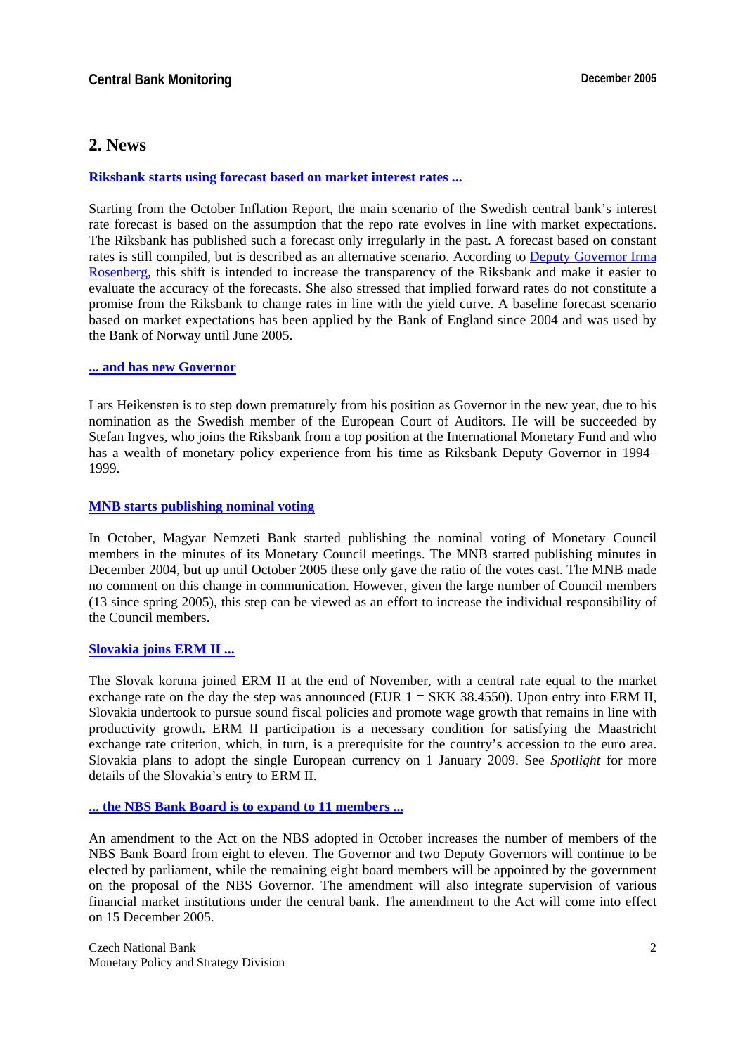## 2. News

**Riksbank starts using forecast based on market interest rates ...**

Starting from the October Inflation Report, the main scenario of the Swedish central bank's interest rate forecast is based on the assumption that the repo rate evolves in line with market expectations. The Riksbank has published such a forecast only irregularly in the past. A forecast based on constant rates is still compiled, but is described as an alternative scenario. According to Deputy Governor Irma Rosenberg, this shift is intended to increase the transparency of the Riksbank and make it easier to evaluate the accuracy of the forecasts. She also stressed that implied forward rates do not constitute a promise from the Riksbank to change rates in line with the yield curve. A baseline forecast scenario based on market expectations has been applied by the Bank of England since 2004 and was used by the Bank of Norway until June 2005.

**... and has new Governor**

Lars Heikensten is to step down prematurely from his position as Governor in the new year, due to his nomination as the Swedish member of the European Court of Auditors. He will be succeeded by Stefan Ingves, who joins the Riksbank from a top position at the International Monetary Fund and who has a wealth of monetary policy experience from his time as Riksbank Deputy Governor in 1994–1999.

**MNB starts publishing nominal voting**

In October, Magyar Nemzeti Bank started publishing the nominal voting of Monetary Council members in the minutes of its Monetary Council meetings. The MNB started publishing minutes in December 2004, but up until October 2005 these only gave the ratio of the votes cast. The MNB made no comment on this change in communication. However, given the large number of Council members (13 since spring 2005), this step can be viewed as an effort to increase the individual responsibility of the Council members.

**Slovakia joins ERM II ...**

The Slovak koruna joined ERM II at the end of November, with a central rate equal to the market exchange rate on the day the step was announced (EUR 1 = SKK 38.4550). Upon entry into ERM II, Slovakia undertook to pursue sound fiscal policies and promote wage growth that remains in line with productivity growth. ERM II participation is a necessary condition for satisfying the Maastricht exchange rate criterion, which, in turn, is a prerequisite for the country's accession to the euro area. Slovakia plans to adopt the single European currency on 1 January 2009. See *Spotlight* for more details of the Slovakia's entry to ERM II.

**... the NBS Bank Board is to expand to 11 members ...**

An amendment to the Act on the NBS adopted in October increases the number of members of the NBS Bank Board from eight to eleven. The Governor and two Deputy Governors will continue to be elected by parliament, while the remaining eight board members will be appointed by the government on the proposal of the NBS Governor. The amendment will also integrate supervision of various financial market institutions under the central bank. The amendment to the Act will come into effect on 15 December 2005.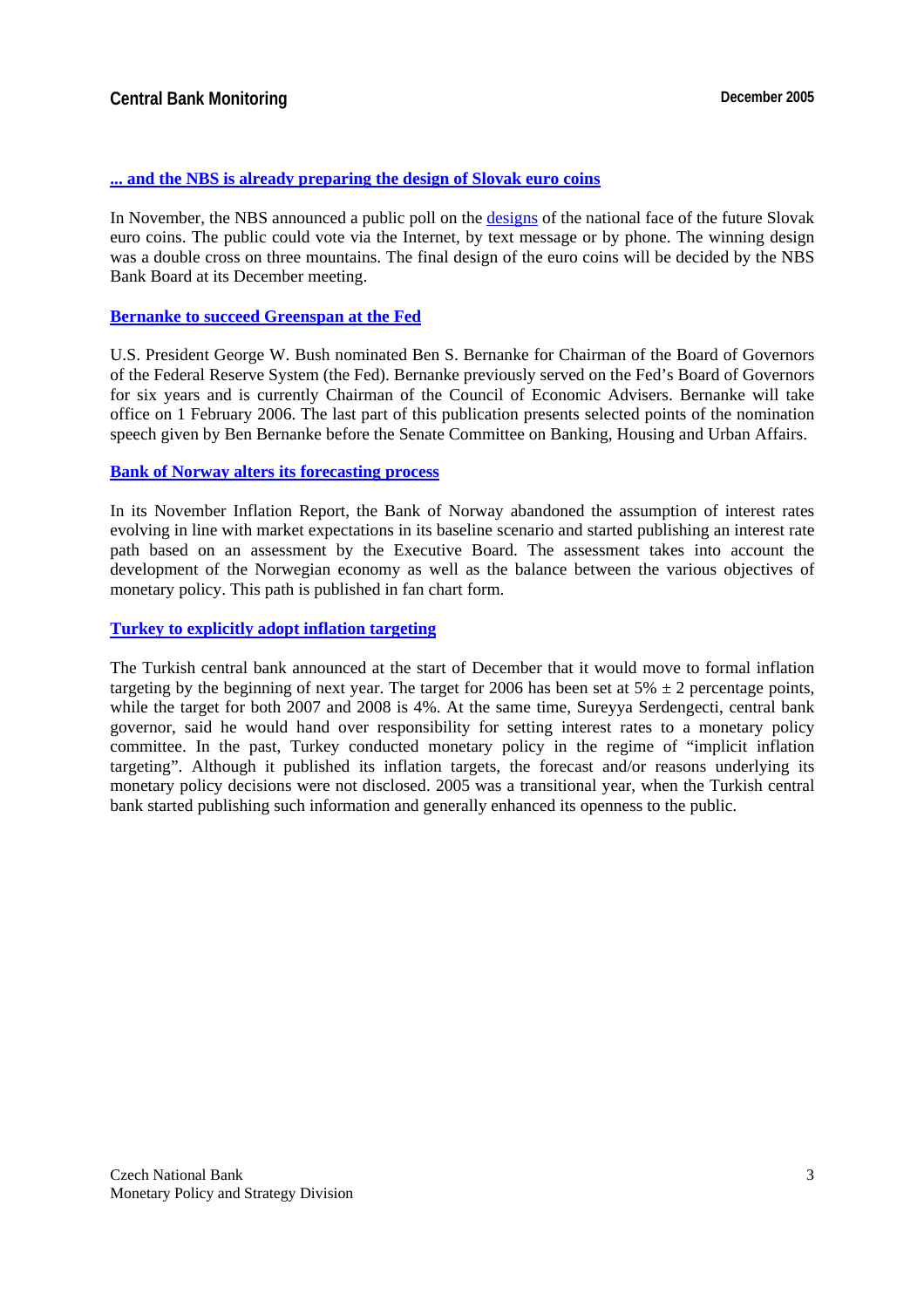### [... and the NBS is already preparing the design of Slovak euro coins]

In November, the NBS announced a public poll on the designs of the national face of the future Slovak euro coins. The public could vote via the Internet, by text message or by phone. The winning design was a double cross on three mountains. The final design of the euro coins will be decided by the NBS Bank Board at its December meeting.

### Bernanke to succeed Greenspan at the Fed

U.S. President George W. Bush nominated Ben S. Bernanke for Chairman of the Board of Governors of the Federal Reserve System (the Fed). Bernanke previously served on the Fed's Board of Governors for six years and is currently Chairman of the Council of Economic Advisers. Bernanke will take office on 1 February 2006. The last part of this publication presents selected points of the nomination speech given by Ben Bernanke before the Senate Committee on Banking, Housing and Urban Affairs.

### Bank of Norway alters its forecasting process

In its November Inflation Report, the Bank of Norway abandoned the assumption of interest rates evolving in line with market expectations in its baseline scenario and started publishing an interest rate path based on an assessment by the Executive Board. The assessment takes into account the development of the Norwegian economy as well as the balance between the various objectives of monetary policy. This path is published in fan chart form.

### Turkey to explicitly adopt inflation targeting

The Turkish central bank announced at the start of December that it would move to formal inflation targeting by the beginning of next year. The target for 2006 has been set at 5% ± 2 percentage points, while the target for both 2007 and 2008 is 4%. At the same time, Sureyya Serdengecti, central bank governor, said he would hand over responsibility for setting interest rates to a monetary policy committee. In the past, Turkey conducted monetary policy in the regime of "implicit inflation targeting". Although it published its inflation targets, the forecast and/or reasons underlying its monetary policy decisions were not disclosed. 2005 was a transitional year, when the Turkish central bank started publishing such information and generally enhanced its openness to the public.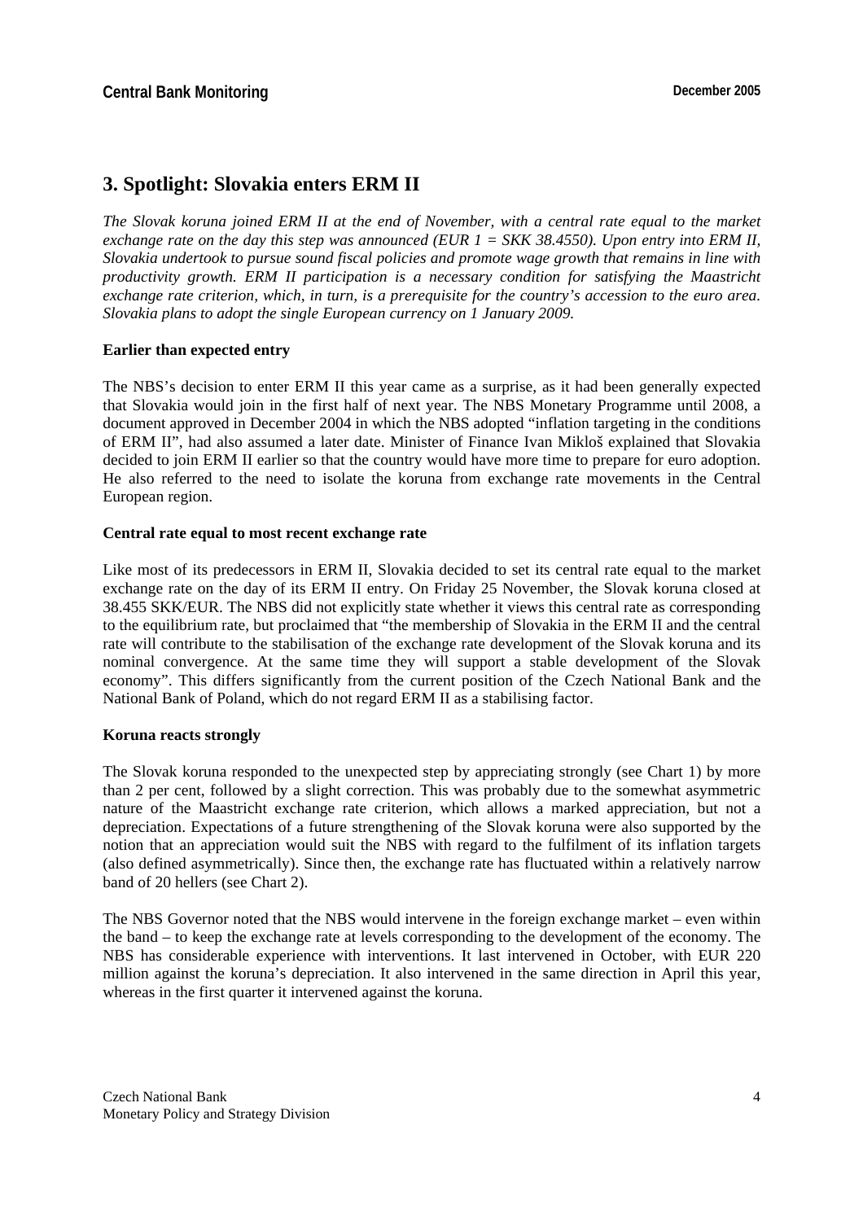## 3. Spotlight: Slovakia enters ERM II

*The Slovak koruna joined ERM II at the end of November, with a central rate equal to the market exchange rate on the day this step was announced (EUR 1 = SKK 38.4550). Upon entry into ERM II, Slovakia undertook to pursue sound fiscal policies and promote wage growth that remains in line with productivity growth. ERM II participation is a necessary condition for satisfying the Maastricht exchange rate criterion, which, in turn, is a prerequisite for the country's accession to the euro area. Slovakia plans to adopt the single European currency on 1 January 2009.*

**Earlier than expected entry**

The NBS's decision to enter ERM II this year came as a surprise, as it had been generally expected that Slovakia would join in the first half of next year. The NBS Monetary Programme until 2008, a document approved in December 2004 in which the NBS adopted "inflation targeting in the conditions of ERM II", had also assumed a later date. Minister of Finance Ivan Mikloš explained that Slovakia decided to join ERM II earlier so that the country would have more time to prepare for euro adoption. He also referred to the need to isolate the koruna from exchange rate movements in the Central European region.

**Central rate equal to most recent exchange rate**

Like most of its predecessors in ERM II, Slovakia decided to set its central rate equal to the market exchange rate on the day of its ERM II entry. On Friday 25 November, the Slovak koruna closed at 38.455 SKK/EUR. The NBS did not explicitly state whether it views this central rate as corresponding to the equilibrium rate, but proclaimed that "the membership of Slovakia in the ERM II and the central rate will contribute to the stabilisation of the exchange rate development of the Slovak koruna and its nominal convergence. At the same time they will support a stable development of the Slovak economy". This differs significantly from the current position of the Czech National Bank and the National Bank of Poland, which do not regard ERM II as a stabilising factor.

**Koruna reacts strongly**

The Slovak koruna responded to the unexpected step by appreciating strongly (see Chart 1) by more than 2 per cent, followed by a slight correction. This was probably due to the somewhat asymmetric nature of the Maastricht exchange rate criterion, which allows a marked appreciation, but not a depreciation. Expectations of a future strengthening of the Slovak koruna were also supported by the notion that an appreciation would suit the NBS with regard to the fulfilment of its inflation targets (also defined asymmetrically). Since then, the exchange rate has fluctuated within a relatively narrow band of 20 hellers (see Chart 2).

The NBS Governor noted that the NBS would intervene in the foreign exchange market – even within the band – to keep the exchange rate at levels corresponding to the development of the economy. The NBS has considerable experience with interventions. It last intervened in October, with EUR 220 million against the koruna's depreciation. It also intervened in the same direction in April this year, whereas in the first quarter it intervened against the koruna.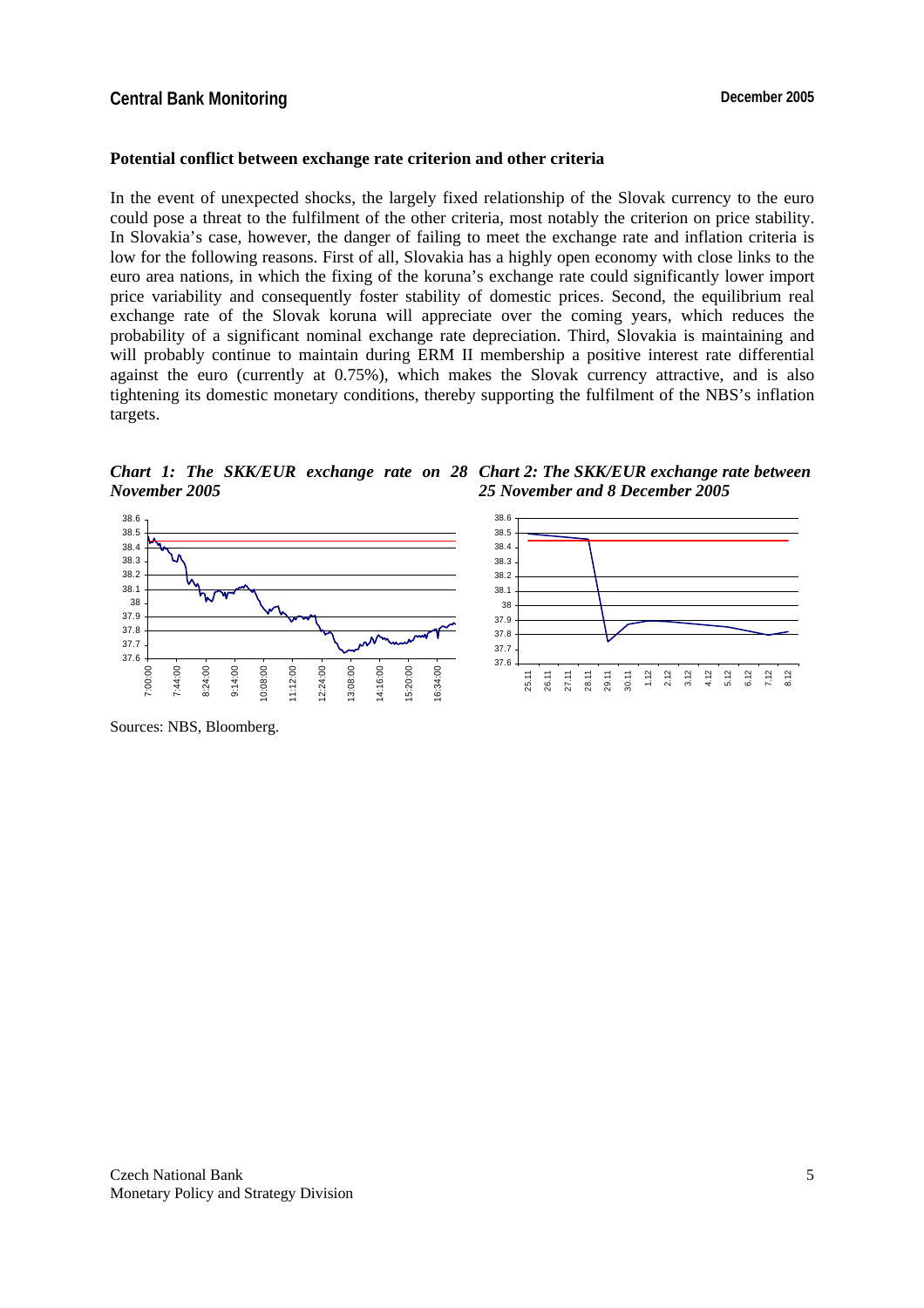### Potential conflict between exchange rate criterion and other criteria

In the event of unexpected shocks, the largely fixed relationship of the Slovak currency to the euro could pose a threat to the fulfilment of the other criteria, most notably the criterion on price stability. In Slovakia's case, however, the danger of failing to meet the exchange rate and inflation criteria is low for the following reasons. First of all, Slovakia has a highly open economy with close links to the euro area nations, in which the fixing of the koruna's exchange rate could significantly lower import price variability and consequently foster stability of domestic prices. Second, the equilibrium real exchange rate of the Slovak koruna will appreciate over the coming years, which reduces the probability of a significant nominal exchange rate depreciation. Third, Slovakia is maintaining and will probably continue to maintain during ERM II membership a positive interest rate differential against the euro (currently at 0.75%), which makes the Slovak currency attractive, and is also tightening its domestic monetary conditions, thereby supporting the fulfilment of the NBS's inflation targets.

***Chart 1: The SKK/EUR exchange rate on 28 November 2005***

***Chart 2: The SKK/EUR exchange rate between 25 November and 8 December 2005***

Sources: NBS, Bloomberg.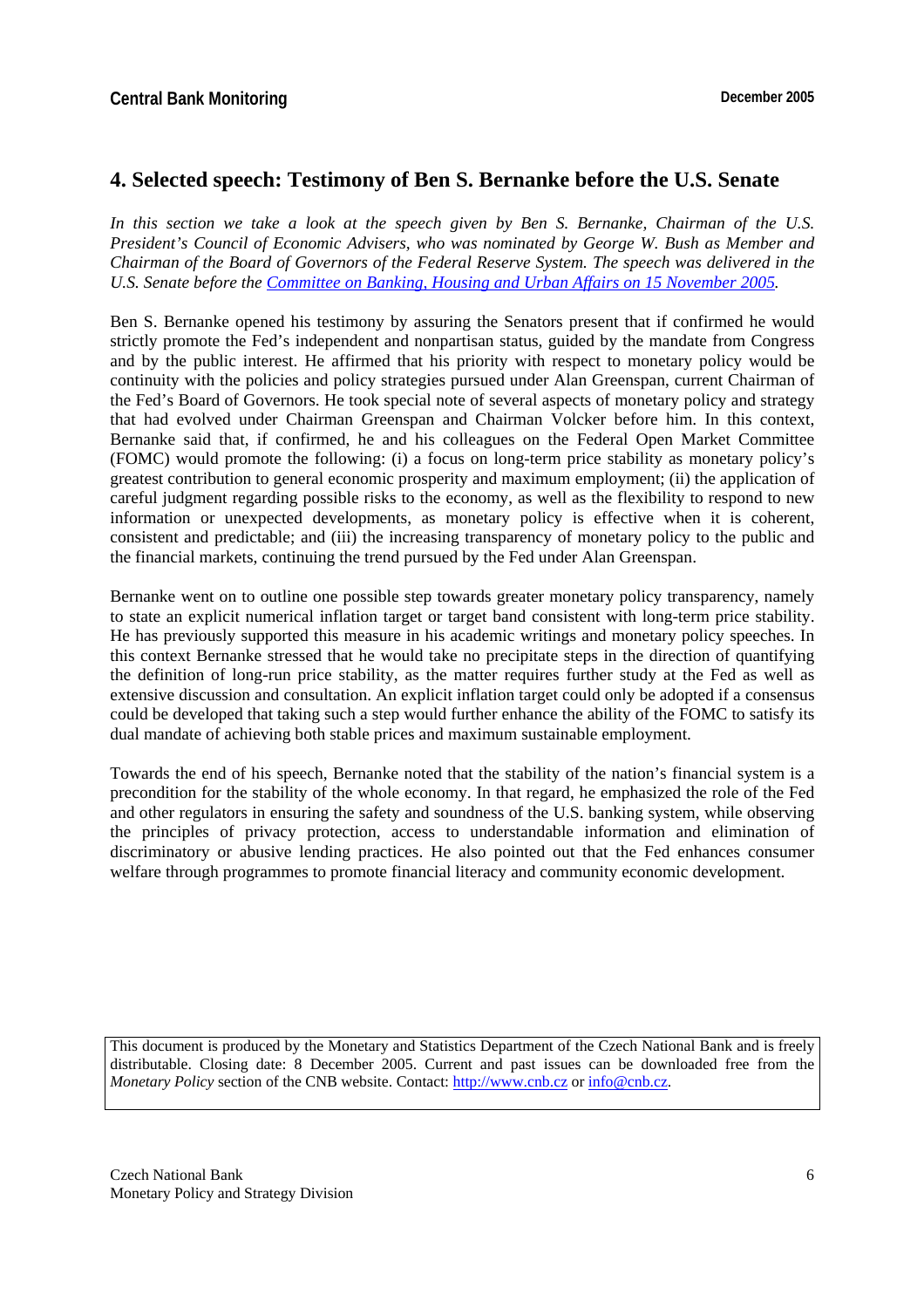## 4. Selected speech: Testimony of Ben S. Bernanke before the U.S. Senate

*In this section we take a look at the speech given by Ben S. Bernanke, Chairman of the U.S. President's Council of Economic Advisers, who was nominated by George W. Bush as Member and Chairman of the Board of Governors of the Federal Reserve System. The speech was delivered in the U.S. Senate before the [Committee on Banking, Housing and Urban Affairs on 15 November 2005](#).*

Ben S. Bernanke opened his testimony by assuring the Senators present that if confirmed he would strictly promote the Fed's independent and nonpartisan status, guided by the mandate from Congress and by the public interest. He affirmed that his priority with respect to monetary policy would be continuity with the policies and policy strategies pursued under Alan Greenspan, current Chairman of the Fed's Board of Governors. He took special note of several aspects of monetary policy and strategy that had evolved under Chairman Greenspan and Chairman Volcker before him. In this context, Bernanke said that, if confirmed, he and his colleagues on the Federal Open Market Committee (FOMC) would promote the following: (i) a focus on long-term price stability as monetary policy's greatest contribution to general economic prosperity and maximum employment; (ii) the application of careful judgment regarding possible risks to the economy, as well as the flexibility to respond to new information or unexpected developments, as monetary policy is effective when it is coherent, consistent and predictable; and (iii) the increasing transparency of monetary policy to the public and the financial markets, continuing the trend pursued by the Fed under Alan Greenspan.

Bernanke went on to outline one possible step towards greater monetary policy transparency, namely to state an explicit numerical inflation target or target band consistent with long-term price stability. He has previously supported this measure in his academic writings and monetary policy speeches. In this context Bernanke stressed that he would take no precipitate steps in the direction of quantifying the definition of long-run price stability, as the matter requires further study at the Fed as well as extensive discussion and consultation. An explicit inflation target could only be adopted if a consensus could be developed that taking such a step would further enhance the ability of the FOMC to satisfy its dual mandate of achieving both stable prices and maximum sustainable employment.

Towards the end of his speech, Bernanke noted that the stability of the nation's financial system is a precondition for the stability of the whole economy. In that regard, he emphasized the role of the Fed and other regulators in ensuring the safety and soundness of the U.S. banking system, while observing the principles of privacy protection, access to understandable information and elimination of discriminatory or abusive lending practices. He also pointed out that the Fed enhances consumer welfare through programmes to promote financial literacy and community economic development.

This document is produced by the Monetary and Statistics Department of the Czech National Bank and is freely distributable. Closing date: 8 December 2005. Current and past issues can be downloaded free from the *Monetary Policy* section of the CNB website. Contact: [http://www.cnb.cz](http://www.cnb.cz) or [info@cnb.cz](mailto:info@cnb.cz).